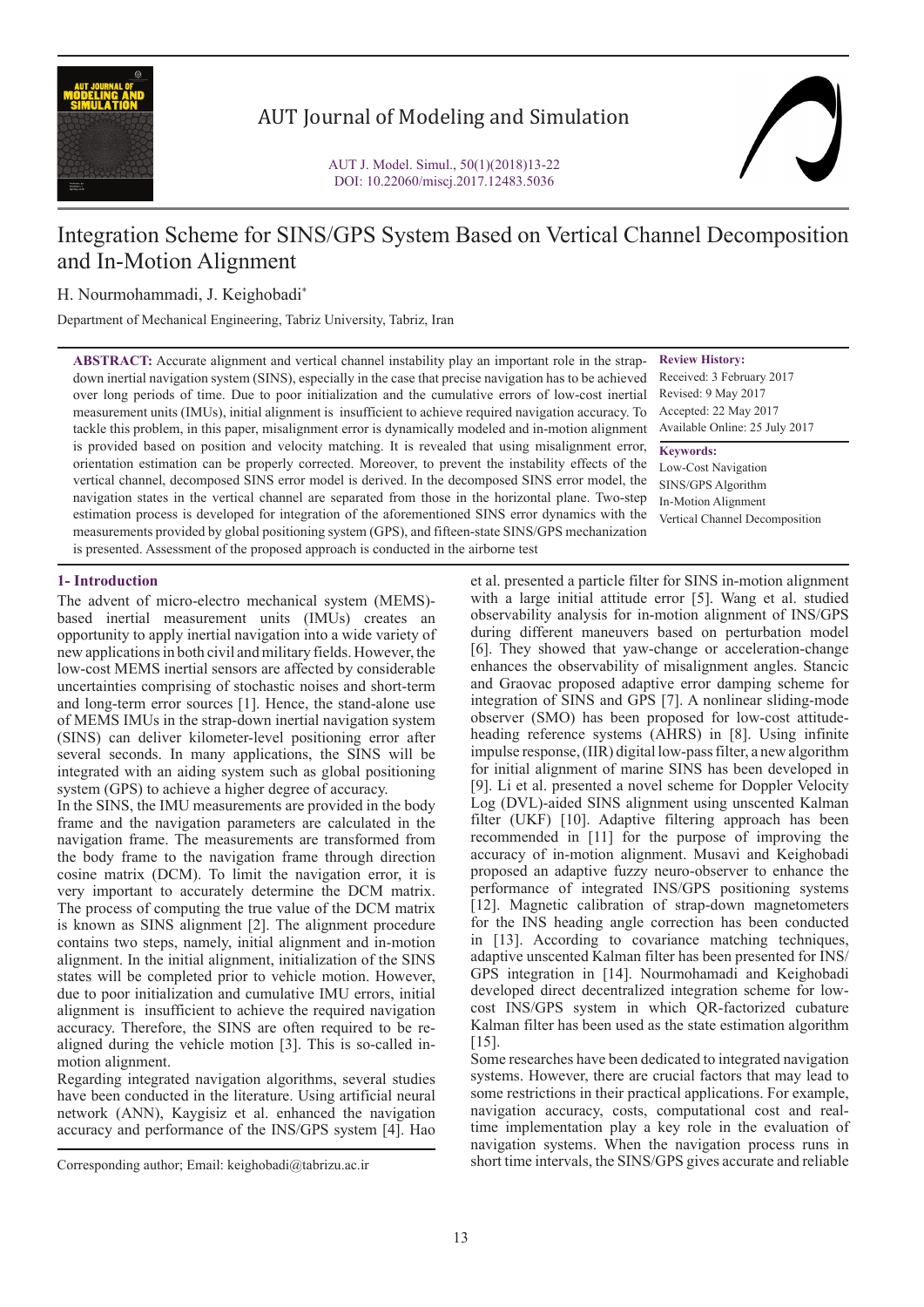AUT Journal of Modeling and Simulation

AUT J. Model. Simul., 50(1)(2018)13-22
DOI: 10.22060/miscj.2017.12483.5036

# Integration Scheme for SINS/GPS System Based on Vertical Channel Decomposition and In-Motion Alignment

H. Nourmohammadi, J. Keighobadi*

Department of Mechanical Engineering, Tabriz University, Tabriz, Iran

**ABSTRACT:** Accurate alignment and vertical channel instability play an important role in the strap-down inertial navigation system (SINS), especially in the case that precise navigation has to be achieved over long periods of time. Due to poor initialization and the cumulative errors of low-cost inertial measurement units (IMUs), initial alignment is insufficient to achieve required navigation accuracy. To tackle this problem, in this paper, misalignment error is dynamically modeled and in-motion alignment is provided based on position and velocity matching. It is revealed that using misalignment error, orientation estimation can be properly corrected. Moreover, to prevent the instability effects of the vertical channel, decomposed SINS error model is derived. In the decomposed SINS error model, the navigation states in the vertical channel are separated from those in the horizontal plane. Two-step estimation process is developed for integration of the aforementioned SINS error dynamics with the measurements provided by global positioning system (GPS), and fifteen-state SINS/GPS mechanization is presented. Assessment of the proposed approach is conducted in the airborne test

**Review History:**

Received: 3 February 2017
Revised: 9 May 2017
Accepted: 22 May 2017
Available Online: 25 July 2017

**Keywords:**

Low-Cost Navigation
SINS/GPS Algorithm
In-Motion Alignment
Vertical Channel Decomposition

## 1- Introduction

The advent of micro-electro mechanical system (MEMS)-based inertial measurement units (IMUs) creates an opportunity to apply inertial navigation into a wide variety of new applications in both civil and military fields. However, the low-cost MEMS inertial sensors are affected by considerable uncertainties comprising of stochastic noises and short-term and long-term error sources [1]. Hence, the stand-alone use of MEMS IMUs in the strap-down inertial navigation system (SINS) can deliver kilometer-level positioning error after several seconds. In many applications, the SINS will be integrated with an aiding system such as global positioning system (GPS) to achieve a higher degree of accuracy.

In the SINS, the IMU measurements are provided in the body frame and the navigation parameters are calculated in the navigation frame. The measurements are transformed from the body frame to the navigation frame through direction cosine matrix (DCM). To limit the navigation error, it is very important to accurately determine the DCM matrix. The process of computing the true value of the DCM matrix is known as SINS alignment [2]. The alignment procedure contains two steps, namely, initial alignment and in-motion alignment. In the initial alignment, initialization of the SINS states will be completed prior to vehicle motion. However, due to poor initialization and cumulative IMU errors, initial alignment is insufficient to achieve the required navigation accuracy. Therefore, the SINS are often required to be re-aligned during the vehicle motion [3]. This is so-called in-motion alignment.

Regarding integrated navigation algorithms, several studies have been conducted in the literature. Using artificial neural network (ANN), Kaygisiz et al. enhanced the navigation accuracy and performance of the INS/GPS system [4]. Hao et al. presented a particle filter for SINS in-motion alignment with a large initial attitude error [5]. Wang et al. studied observability analysis for in-motion alignment of INS/GPS during different maneuvers based on perturbation model [6]. They showed that yaw-change or acceleration-change enhances the observability of misalignment angles. Stancic and Graovac proposed adaptive error damping scheme for integration of SINS and GPS [7]. A nonlinear sliding-mode observer (SMO) has been proposed for low-cost attitude-heading reference systems (AHRS) in [8]. Using infinite impulse response, (IIR) digital low-pass filter, a new algorithm for initial alignment of marine SINS has been developed in [9]. Li et al. presented a novel scheme for Doppler Velocity Log (DVL)-aided SINS alignment using unscented Kalman filter (UKF) [10]. Adaptive filtering approach has been recommended in [11] for the purpose of improving the accuracy of in-motion alignment. Musavi and Keighobadi proposed an adaptive fuzzy neuro-observer to enhance the performance of integrated INS/GPS positioning systems [12]. Magnetic calibration of strap-down magnetometers for the INS heading angle correction has been conducted in [13]. According to covariance matching techniques, adaptive unscented Kalman filter has been presented for INS/GPS integration in [14]. Nourmohamadi and Keighobadi developed direct decentralized integration scheme for low-cost INS/GPS system in which QR-factorized cubature Kalman filter has been used as the state estimation algorithm [15].

Some researches have been dedicated to integrated navigation systems. However, there are crucial factors that may lead to some restrictions in their practical applications. For example, navigation accuracy, costs, computational cost and real-time implementation play a key role in the evaluation of navigation systems. When the navigation process runs in short time intervals, the SINS/GPS gives accurate and reliable

Corresponding author; Email: keighobadi@tabrizu.ac.ir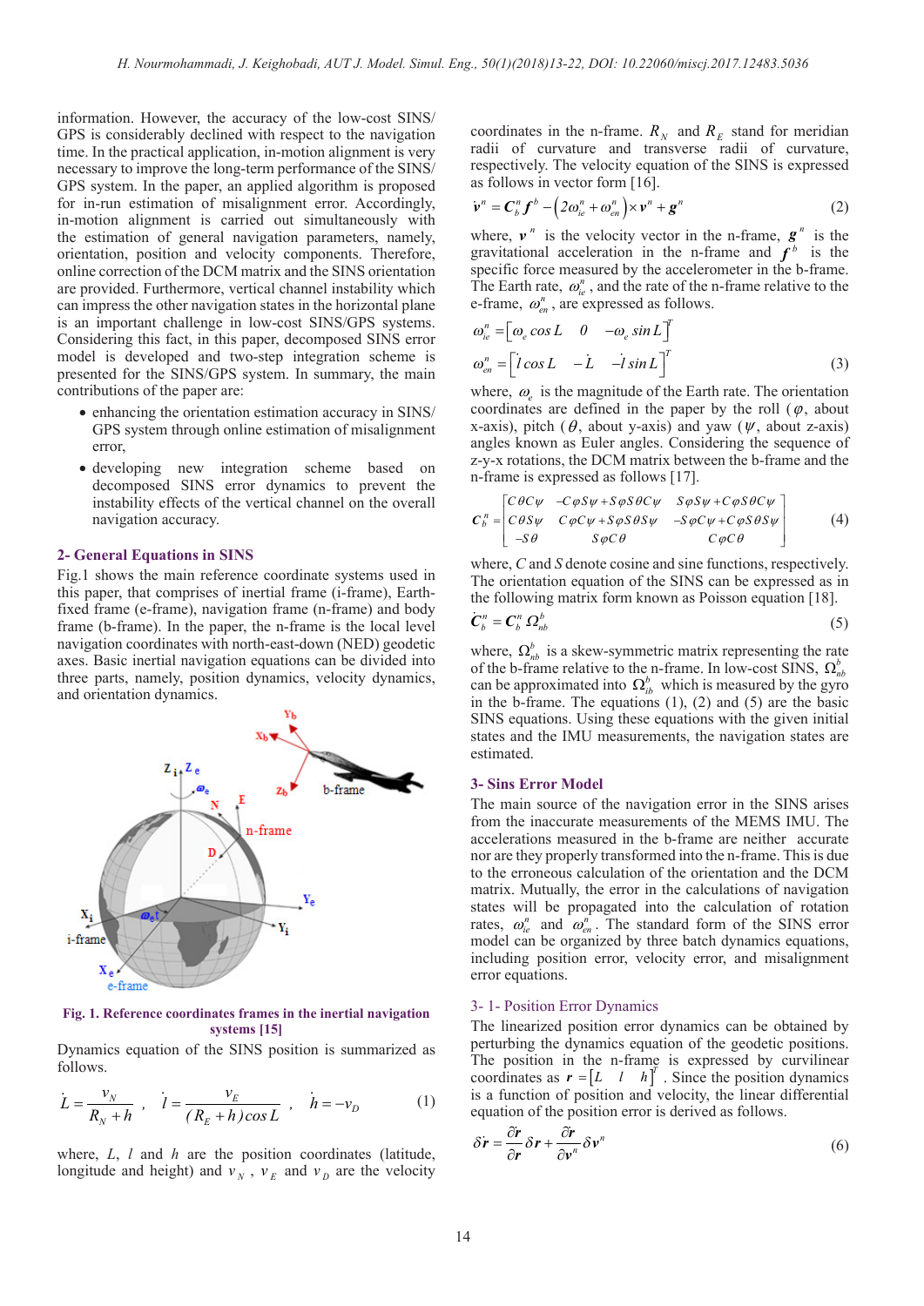information. However, the accuracy of the low-cost SINS/GPS is considerably declined with respect to the navigation time. In the practical application, in-motion alignment is very necessary to improve the long-term performance of the SINS/GPS system. In the paper, an applied algorithm is proposed for in-run estimation of misalignment error. Accordingly, in-motion alignment is carried out simultaneously with the estimation of general navigation parameters, namely, orientation, position and velocity components. Therefore, online correction of the DCM matrix and the SINS orientation are provided. Furthermore, vertical channel instability which can impress the other navigation states in the horizontal plane is an important challenge in low-cost SINS/GPS systems. Considering this fact, in this paper, decomposed SINS error model is developed and two-step integration scheme is presented for the SINS/GPS system. In summary, the main contributions of the paper are:

- enhancing the orientation estimation accuracy in SINS/GPS system through online estimation of misalignment error,
- developing new integration scheme based on decomposed SINS error dynamics to prevent the instability effects of the vertical channel on the overall navigation accuracy.

## 2- General Equations in SINS

Fig.1 shows the main reference coordinate systems used in this paper, that comprises of inertial frame (i-frame), Earth-fixed frame (e-frame), navigation frame (n-frame) and body frame (b-frame). In the paper, the n-frame is the local level navigation coordinates with north-east-down (NED) geodetic axes. Basic inertial navigation equations can be divided into three parts, namely, position dynamics, velocity dynamics, and orientation dynamics.

Fig. 1. Reference coordinates frames in the inertial navigation systems [15]

Dynamics equation of the SINS position is summarized as follows.

$$\dot{L}=\frac{v_N}{R_N+h}\ ,\quad \dot{l}=\frac{v_E}{(R_E+h)\cos L}\ ,\quad \dot{h}=-v_D \tag{1}$$

where, $L$, $l$ and $h$ are the position coordinates (latitude, longitude and height) and $v_N$, $v_E$ and $v_D$ are the velocity coordinates in the n-frame. $R_N$ and $R_E$ stand for meridian radii of curvature and transverse radii of curvature, respectively. The velocity equation of the SINS is expressed as follows in vector form [16].

$$\dot{\boldsymbol{v}}^n=\boldsymbol{C}_b^n\boldsymbol{f}^b-\left(2\omega_{ie}^n+\omega_{en}^n\right)\times\boldsymbol{v}^n+\boldsymbol{g}^n \tag{2}$$

where, $\boldsymbol{v}^n$ is the velocity vector in the n-frame, $\boldsymbol{g}^n$ is the gravitational acceleration in the n-frame and $\boldsymbol{f}^b$ is the specific force measured by the accelerometer in the b-frame. The Earth rate, $\omega_{ie}^n$, and the rate of the n-frame relative to the e-frame, $\omega_{en}^n$, are expressed as follows.

$$\omega_{ie}^n=\left[\omega_e\cos L\quad 0\quad -\omega_e\sin L\right]^T$$
$$\omega_{en}^n=\left[\dot{l}\cos L\quad -\dot{L}\quad -\dot{l}\sin L\right]^T \tag{3}$$

where, $\omega_e$ is the magnitude of the Earth rate. The orientation coordinates are defined in the paper by the roll ($\varphi$, about x-axis), pitch ($\theta$, about y-axis) and yaw ($\psi$, about z-axis) angles known as Euler angles. Considering the sequence of z-y-x rotations, the DCM matrix between the b-frame and the n-frame is expressed as follows [17].

$$\boldsymbol{C}_b^n=\begin{bmatrix} C\theta C\psi & -C\varphi S\psi+S\varphi S\theta C\psi & S\varphi S\psi+C\varphi S\theta C\psi \\ C\theta S\psi & C\varphi C\psi+S\varphi S\theta S\psi & -S\varphi C\psi+C\varphi S\theta S\psi \\ -S\theta & S\varphi C\theta & C\varphi C\theta \end{bmatrix} \tag{4}$$

where, $C$ and $S$ denote cosine and sine functions, respectively. The orientation equation of the SINS can be expressed as in the following matrix form known as Poisson equation [18].

$$\dot{\boldsymbol{C}}_b^n=\boldsymbol{C}_b^n\boldsymbol{\Omega}_{nb}^b \tag{5}$$

where, $\Omega_{nb}^b$ is a skew-symmetric matrix representing the rate of the b-frame relative to the n-frame. In low-cost SINS, $\Omega_{nb}^b$ can be approximated into $\Omega_{ib}^b$ which is measured by the gyro in the b-frame. The equations (1), (2) and (5) are the basic SINS equations. Using these equations with the given initial states and the IMU measurements, the navigation states are estimated.

## 3- Sins Error Model

The main source of the navigation error in the SINS arises from the inaccurate measurements of the MEMS IMU. The accelerations measured in the b-frame are neither accurate nor are they properly transformed into the n-frame. This is due to the erroneous calculation of the orientation and the DCM matrix. Mutually, the error in the calculations of navigation states will be propagated into the calculation of rotation rates, $\omega_{ie}^n$ and $\omega_{en}^n$. The standard form of the SINS error model can be organized by three batch dynamics equations, including position error, velocity error, and misalignment error equations.

### 3- 1- Position Error Dynamics

The linearized position error dynamics can be obtained by perturbing the dynamics equation of the geodetic positions. The position in the n-frame is expressed by curvilinear coordinates as $\boldsymbol{r}=\left[L\quad l\quad h\right]^T$. Since the position dynamics is a function of position and velocity, the linear differential equation of the position error is derived as follows.

$$\delta\dot{\boldsymbol{r}}=\frac{\partial\dot{\boldsymbol{r}}}{\partial\boldsymbol{r}}\delta\boldsymbol{r}+\frac{\partial\dot{\boldsymbol{r}}}{\partial\boldsymbol{v}^n}\delta\boldsymbol{v}^n \tag{6}$$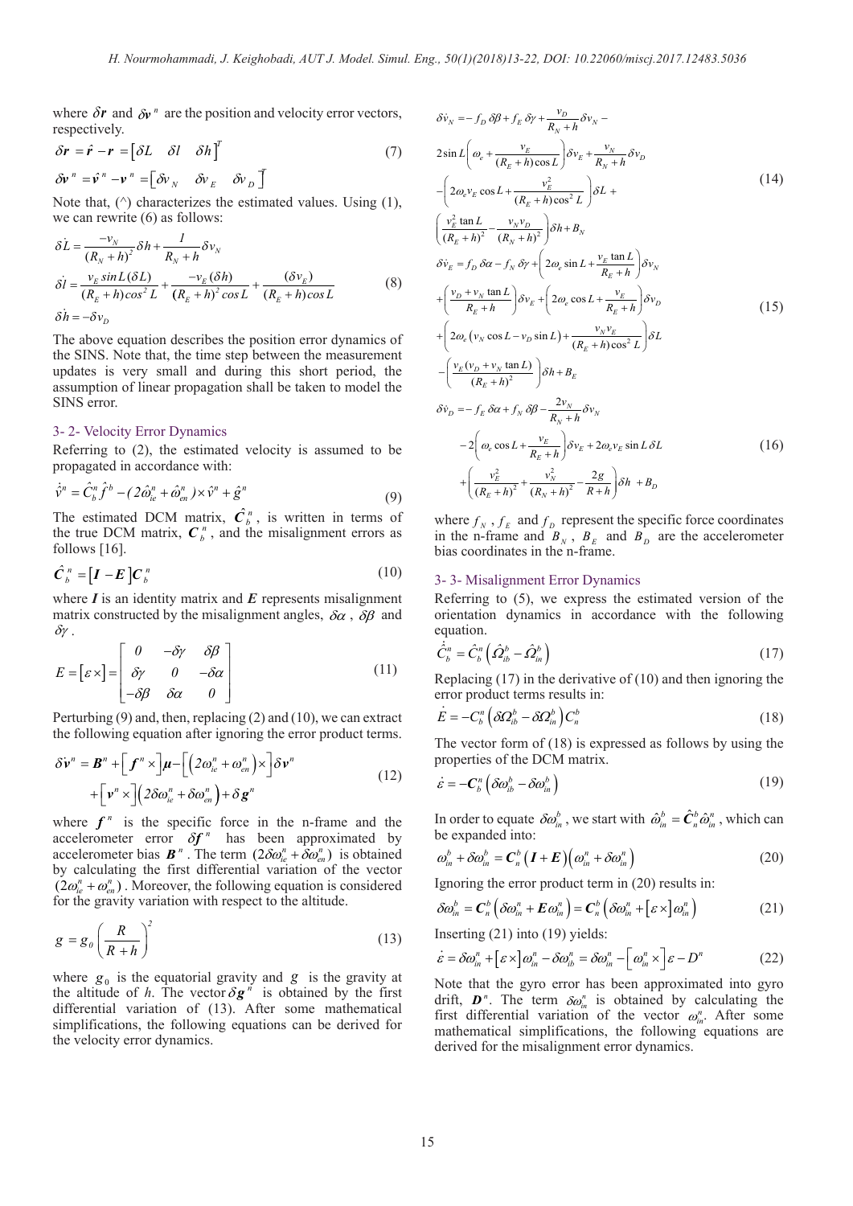where $\delta \boldsymbol{r}$ and $\delta \boldsymbol{v}^n$ are the position and velocity error vectors, respectively.

$$\delta \boldsymbol{r} = \hat{\boldsymbol{r}} - \boldsymbol{r} = \begin{bmatrix} \delta L & \delta l & \delta h \end{bmatrix}^T \tag{7}$$

$$\delta \boldsymbol{v}^n = \hat{\boldsymbol{v}}^n - \boldsymbol{v}^n = \begin{bmatrix} \delta v_N & \delta v_E & \delta v_D \end{bmatrix}^T$$

Note that, (^) characterizes the estimated values. Using (1), we can rewrite (6) as follows:

$$\begin{aligned}
\delta \dot{L} &= \frac{-v_N}{(R_N+h)^2}\delta h + \frac{1}{R_N+h}\delta v_N \\
\delta \dot{l} &= \frac{v_E \sin L(\delta L)}{(R_E+h)\cos^2 L} + \frac{-v_E(\delta h)}{(R_E+h)^2 \cos L} + \frac{(\delta v_E)}{(R_E+h)\cos L} \\
\delta \dot{h} &= -\delta v_D
\end{aligned} \tag{8}$$

The above equation describes the position error dynamics of the SINS. Note that, the time step between the measurement updates is very small and during this short period, the assumption of linear propagation shall be taken to model the SINS error.

### 3- 2- Velocity Error Dynamics

Referring to (2), the estimated velocity is assumed to be propagated in accordance with:

$$\dot{\hat{v}}^n = \hat{C}_b^n \hat{f}^b - (2\hat{\omega}_{ie}^n + \hat{\omega}_{en}^n) \times \hat{v}^n + \hat{g}^n \tag{9}$$

The estimated DCM matrix, $\hat{\boldsymbol{C}}_b^n$, is written in terms of the true DCM matrix, $\boldsymbol{C}_b^n$, and the misalignment errors as follows [16].

$$\hat{\boldsymbol{C}}_b^n = [\boldsymbol{I} - \boldsymbol{E}]\boldsymbol{C}_b^n \tag{10}$$

where $\boldsymbol{I}$ is an identity matrix and $\boldsymbol{E}$ represents misalignment matrix constructed by the misalignment angles, $\delta\alpha$, $\delta\beta$ and $\delta\gamma$.

$$E = [\varepsilon \times] = \begin{bmatrix} 0 & -\delta\gamma & \delta\beta \\ \delta\gamma & 0 & -\delta\alpha \\ -\delta\beta & \delta\alpha & 0 \end{bmatrix} \tag{11}$$

Perturbing (9) and, then, replacing (2) and (10), we can extract the following equation after ignoring the error product terms.

$$\begin{aligned}
\delta \dot{\boldsymbol{v}}^n = \boldsymbol{B}^n + \left[\boldsymbol{f}^n \times\right]\boldsymbol{\mu} - \left[\left(2\omega_{ie}^n + \omega_{en}^n\right)\times\right]\delta \boldsymbol{v}^n \\
+ \left[\boldsymbol{v}^n \times\right]\left(2\delta\omega_{ie}^n + \delta\omega_{en}^n\right) + \delta \boldsymbol{g}^n
\end{aligned} \tag{12}$$

where $\boldsymbol{f}^n$ is the specific force in the n-frame and the accelerometer error $\delta \boldsymbol{f}^n$ has been approximated by accelerometer bias $\boldsymbol{B}^n$. The term $(2\delta\omega_{ie}^n + \delta\omega_{en}^n)$ is obtained by calculating the first differential variation of the vector $(2\omega_{ie}^n + \omega_{en}^n)$. Moreover, the following equation is considered for the gravity variation with respect to the altitude.

$$g = g_0 \left(\frac{R}{R+h}\right)^2 \tag{13}$$

where $g_0$ is the equatorial gravity and $g$ is the gravity at the altitude of $h$. The vector $\delta \boldsymbol{g}^n$ is obtained by the first differential variation of (13). After some mathematical simplifications, the following equations can be derived for the velocity error dynamics.

$$\begin{aligned}
\delta\dot{v}_N &= -f_D\,\delta\beta + f_E\,\delta\gamma + \frac{v_D}{R_N+h}\delta v_N - \\
&2\sin L\left(\omega_e + \frac{v_E}{(R_E+h)\cos L}\right)\delta v_E + \frac{v_N}{R_N+h}\delta v_D \\
&-\left(2\omega_e v_E \cos L + \frac{v_E^2}{(R_E+h)\cos^2 L}\right)\delta L + \\
&\left(\frac{v_E^2 \tan L}{(R_E+h)^2} - \frac{v_N v_D}{(R_N+h)^2}\right)\delta h + B_N
\end{aligned} \tag{14}$$

$$\begin{aligned}
\delta\dot{v}_E &= f_D\,\delta\alpha - f_N\,\delta\gamma + \left(2\omega_e \sin L + \frac{v_E \tan L}{R_E+h}\right)\delta v_N \\
&+\left(\frac{v_D + v_N \tan L}{R_E+h}\right)\delta v_E + \left(2\omega_e \cos L + \frac{v_E}{R_E+h}\right)\delta v_D \\
&+\left(2\omega_e\left(v_N \cos L - v_D \sin L\right) + \frac{v_N v_E}{(R_E+h)\cos^2 L}\right)\delta L \\
&-\left(\frac{v_E(v_D + v_N \tan L)}{(R_E+h)^2}\right)\delta h + B_E
\end{aligned} \tag{15}$$

$$\begin{aligned}
\delta\dot{v}_D &= -f_E\,\delta\alpha + f_N\,\delta\beta - \frac{2v_N}{R_N+h}\delta v_N \\
&-2\left(\omega_e \cos L + \frac{v_E}{R_E+h}\right)\delta v_E + 2\omega_e v_E \sin L\,\delta L \\
&+\left(\frac{v_E^2}{(R_E+h)^2} + \frac{v_N^2}{(R_N+h)^2} - \frac{2g}{R+h}\right)\delta h + B_D
\end{aligned} \tag{16}$$

where $f_N$, $f_E$ and $f_D$ represent the specific force coordinates in the n-frame and $B_N$, $B_E$ and $B_D$ are the accelerometer bias coordinates in the n-frame.

### 3- 3- Misalignment Error Dynamics

Referring to (5), we express the estimated version of the orientation dynamics in accordance with the following equation.

$$\dot{\hat{C}}_b^n = \hat{C}_b^n \left(\hat{\Omega}_{ib}^b - \hat{\Omega}_{in}^b\right) \tag{17}$$

Replacing (17) in the derivative of (10) and then ignoring the error product terms results in:

$$\dot{E} = -C_b^n \left(\delta\Omega_{ib}^b - \delta\Omega_{in}^b\right) C_n^b \tag{18}$$

The vector form of (18) is expressed as follows by using the properties of the DCM matrix.

$$\dot{\varepsilon} = -\boldsymbol{C}_b^n \left(\delta\omega_{ib}^b - \delta\omega_{in}^b\right) \tag{19}$$

In order to equate $\delta\omega_{in}^b$, we start with $\hat{\omega}_{in}^b = \hat{\boldsymbol{C}}_n^b \hat{\omega}_{in}^n$, which can be expanded into:

$$\omega_{in}^b + \delta\omega_{in}^b = \boldsymbol{C}_n^b \left(\boldsymbol{I} + \boldsymbol{E}\right)\left(\omega_{in}^n + \delta\omega_{in}^n\right) \tag{20}$$

Ignoring the error product term in (20) results in:

$$\delta\omega_{in}^b = \boldsymbol{C}_n^b \left(\delta\omega_{in}^n + \boldsymbol{E}\omega_{in}^n\right) = \boldsymbol{C}_n^b \left(\delta\omega_{in}^n + \left[\varepsilon \times\right]\omega_{in}^n\right) \tag{21}$$

Inserting (21) into (19) yields:

$$\dot{\varepsilon} = \delta\omega_{in}^n + \left[\varepsilon \times\right]\omega_{in}^n - \delta\omega_{ib}^n = \delta\omega_{in}^n - \left[\omega_{in}^n \times\right]\varepsilon - D^n \tag{22}$$

Note that the gyro error has been approximated into gyro drift, $\boldsymbol{D}^n$. The term $\delta\omega_{in}^n$ is obtained by calculating the first differential variation of the vector $\omega_{in}^n$. After some mathematical simplifications, the following equations are derived for the misalignment error dynamics.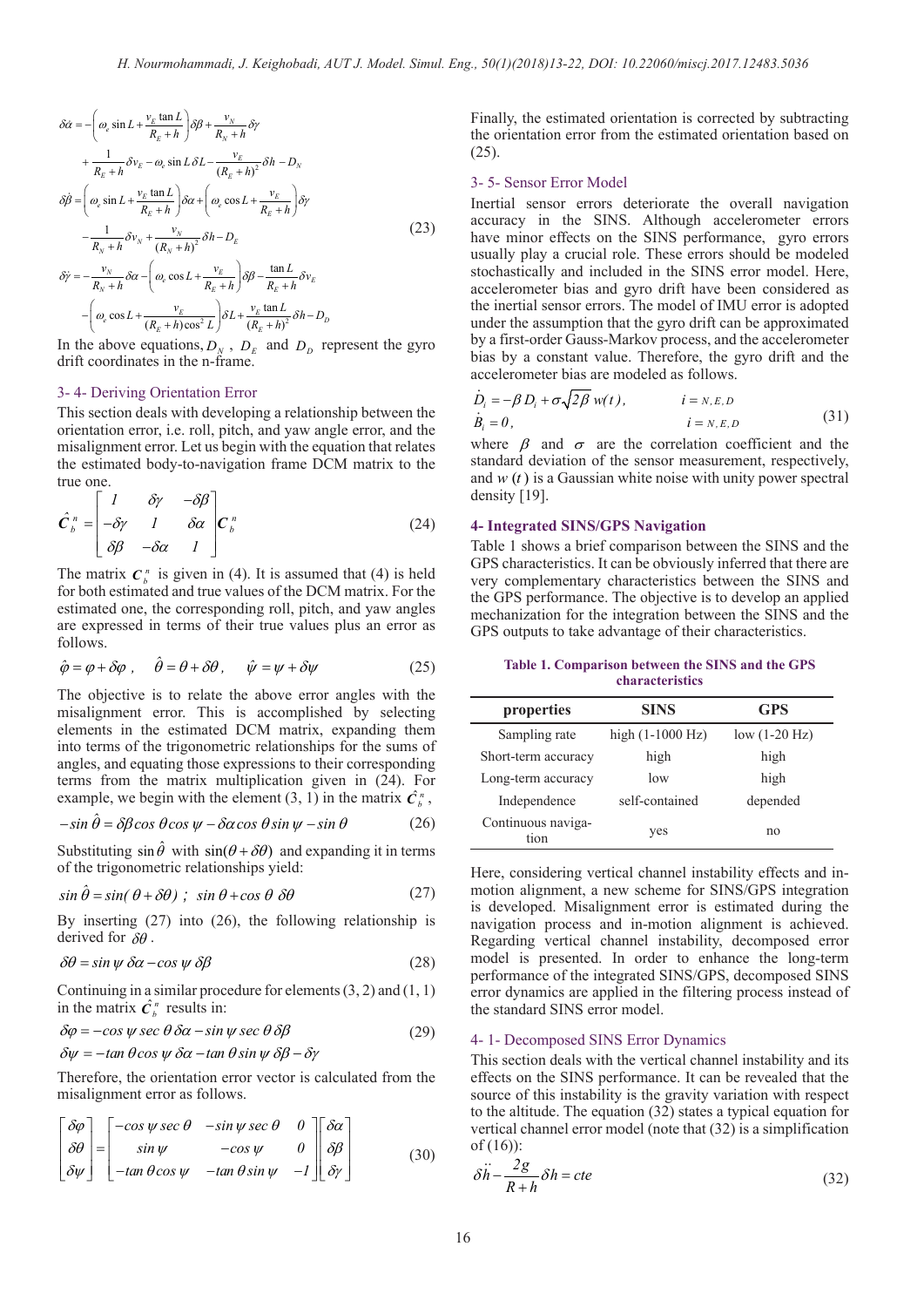$$\delta\dot{\alpha} = -\left(\omega_e \sin L + \frac{v_E \tan L}{R_E + h}\right)\delta\beta + \frac{v_N}{R_N + h}\delta\gamma$$
$$+ \frac{1}{R_E + h}\delta v_E - \omega_e \sin L\, \delta L - \frac{v_E}{(R_E + h)^2}\delta h - D_N$$
$$\delta\dot{\beta} = \left(\omega_e \sin L + \frac{v_E \tan L}{R_E + h}\right)\delta\alpha + \left(\omega_e \cos L + \frac{v_E}{R_E + h}\right)\delta\gamma$$
$$- \frac{1}{R_N + h}\delta v_N + \frac{v_N}{(R_N + h)^2}\delta h - D_E \tag{23}$$
$$\delta\dot{\gamma} = -\frac{v_N}{R_N + h}\delta\alpha - \left(\omega_e \cos L + \frac{v_E}{R_E + h}\right)\delta\beta - \frac{\tan L}{R_E + h}\delta v_E$$
$$- \left(\omega_e \cos L + \frac{v_E}{(R_E + h)\cos^2 L}\right)\delta L + \frac{v_E \tan L}{(R_E + h)^2}\delta h - D_D$$

In the above equations, $D_N$ , $D_E$ and $D_D$ represent the gyro drift coordinates in the n-frame.

### 3- 4- Deriving Orientation Error

This section deals with developing a relationship between the orientation error, i.e. roll, pitch, and yaw angle error, and the misalignment error. Let us begin with the equation that relates the estimated body-to-navigation frame DCM matrix to the true one.

$$\hat{C}_b^n = \begin{bmatrix} 1 & \delta\gamma & -\delta\beta \\ -\delta\gamma & 1 & \delta\alpha \\ \delta\beta & -\delta\alpha & 1 \end{bmatrix} C_b^n \tag{24}$$

The matrix $C_b^n$ is given in (4). It is assumed that (4) is held for both estimated and true values of the DCM matrix. For the estimated one, the corresponding roll, pitch, and yaw angles are expressed in terms of their true values plus an error as follows.

$$\hat{\varphi} = \varphi + \delta\varphi\ , \quad \hat{\theta} = \theta + \delta\theta\ , \quad \hat{\psi} = \psi + \delta\psi \tag{25}$$

The objective is to relate the above error angles with the misalignment error. This is accomplished by selecting elements in the estimated DCM matrix, expanding them into terms of the trigonometric relationships for the sums of angles, and equating those expressions to their corresponding terms from the matrix multiplication given in (24). For example, we begin with the element (3, 1) in the matrix $\hat{C}_b^n$,

$$-\sin\hat{\theta} = \delta\beta\cos\theta\cos\psi - \delta\alpha\cos\theta\sin\psi - \sin\theta \tag{26}$$

Substituting $\sin\hat{\theta}$ with $\sin(\theta + \delta\theta)$ and expanding it in terms of the trigonometric relationships yield:

$$\sin\hat{\theta} = \sin(\theta + \delta\theta)\ ;\ \sin\theta + \cos\theta\ \delta\theta \tag{27}$$

By inserting (27) into (26), the following relationship is derived for $\delta\theta$.

$$\delta\theta = \sin\psi\ \delta\alpha - \cos\psi\ \delta\beta \tag{28}$$

Continuing in a similar procedure for elements (3, 2) and (1, 1) in the matrix $\hat{C}_b^n$ results in:

$$\delta\varphi = -\cos\psi\sec\theta\,\delta\alpha - \sin\psi\sec\theta\,\delta\beta \tag{29}$$
$$\delta\psi = -\tan\theta\cos\psi\,\delta\alpha - \tan\theta\sin\psi\,\delta\beta - \delta\gamma$$

Therefore, the orientation error vector is calculated from the misalignment error as follows.

$$\begin{bmatrix} \delta\varphi \\ \delta\theta \\ \delta\psi \end{bmatrix} = \begin{bmatrix} -\cos\psi\sec\theta & -\sin\psi\sec\theta & 0 \\ \sin\psi & -\cos\psi & 0 \\ -\tan\theta\cos\psi & -\tan\theta\sin\psi & -1 \end{bmatrix} \begin{bmatrix} \delta\alpha \\ \delta\beta \\ \delta\gamma \end{bmatrix} \tag{30}$$

Finally, the estimated orientation is corrected by subtracting the orientation error from the estimated orientation based on (25).

### 3- 5- Sensor Error Model

Inertial sensor errors deteriorate the overall navigation accuracy in the SINS. Although accelerometer errors have minor effects on the SINS performance, gyro errors usually play a crucial role. These errors should be modeled stochastically and included in the SINS error model. Here, accelerometer bias and gyro drift have been considered as the inertial sensor errors. The model of IMU error is adopted under the assumption that the gyro drift can be approximated by a first-order Gauss-Markov process, and the accelerometer bias by a constant value. Therefore, the gyro drift and the accelerometer bias are modeled as follows.

$$\dot{D}_i = -\beta D_i + \sigma\sqrt{2\beta}\,w(t), \qquad i = N, E, D$$
$$\dot{B}_i = 0, \qquad i = N, E, D \tag{31}$$

where $\beta$ and $\sigma$ are the correlation coefficient and the standard deviation of the sensor measurement, respectively, and $w(t)$ is a Gaussian white noise with unity power spectral density [19].

## 4- Integrated SINS/GPS Navigation

Table 1 shows a brief comparison between the SINS and the GPS characteristics. It can be obviously inferred that there are very complementary characteristics between the SINS and the GPS performance. The objective is to develop an applied mechanization for the integration between the SINS and the GPS outputs to take advantage of their characteristics.

**Table 1. Comparison between the SINS and the GPS characteristics**

| properties | SINS | GPS |
|---|---|---|
| Sampling rate | high (1-1000 Hz) | low (1-20 Hz) |
| Short-term accuracy | high | high |
| Long-term accuracy | low | high |
| Independence | self-contained | depended |
| Continuous navigation | yes | no |

Here, considering vertical channel instability effects and in-motion alignment, a new scheme for SINS/GPS integration is developed. Misalignment error is estimated during the navigation process and in-motion alignment is achieved. Regarding vertical channel instability, decomposed error model is presented. In order to enhance the long-term performance of the integrated SINS/GPS, decomposed SINS error dynamics are applied in the filtering process instead of the standard SINS error model.

### 4- 1- Decomposed SINS Error Dynamics

This section deals with the vertical channel instability and its effects on the SINS performance. It can be revealed that the source of this instability is the gravity variation with respect to the altitude. The equation (32) states a typical equation for vertical channel error model (note that (32) is a simplification of (16)):

$$\delta\ddot{h} - \frac{2g}{R + h}\delta h = cte \tag{32}$$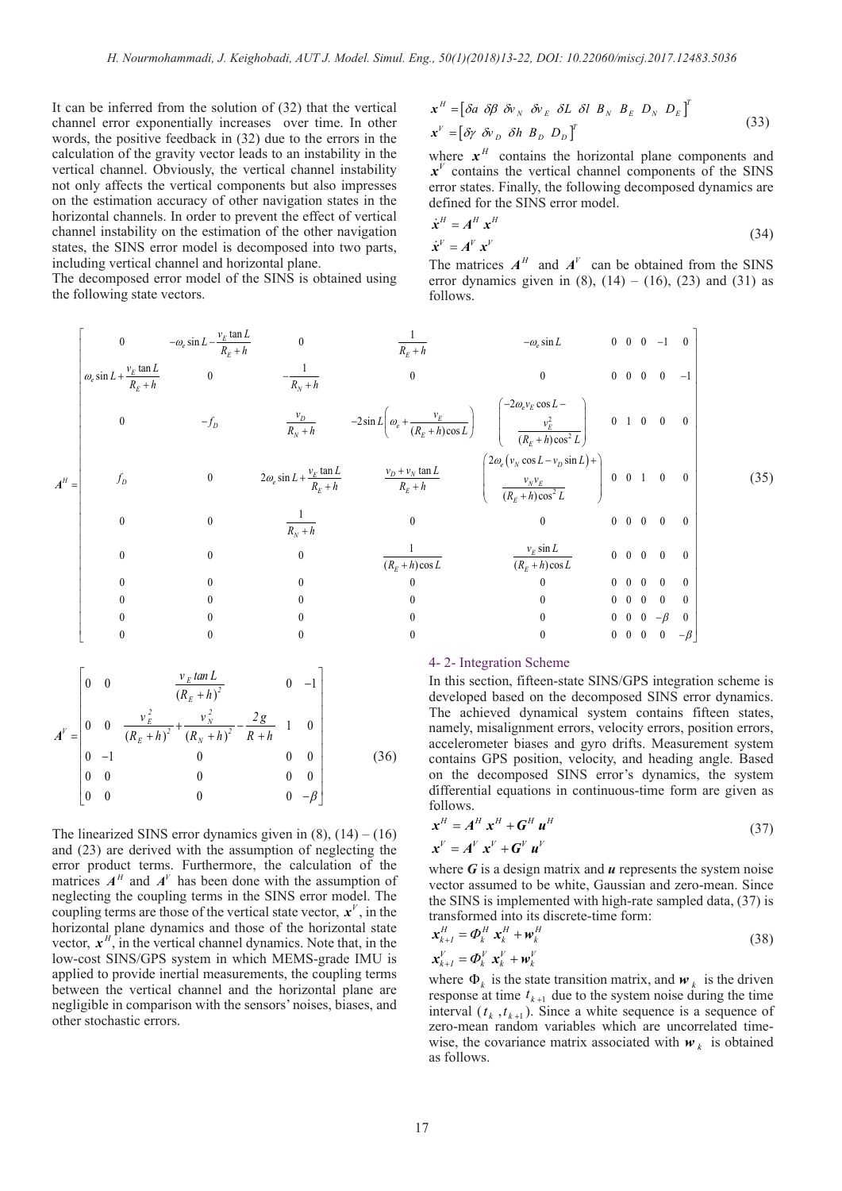It can be inferred from the solution of (32) that the vertical channel error exponentially increases over time. In other words, the positive feedback in (32) due to the errors in the calculation of the gravity vector leads to an instability in the vertical channel. Obviously, the vertical channel instability not only affects the vertical components but also impresses on the estimation accuracy of other navigation states in the horizontal channels. In order to prevent the effect of vertical channel instability on the estimation of the other navigation states, the SINS error model is decomposed into two parts, including vertical channel and horizontal plane.

The decomposed error model of the SINS is obtained using the following state vectors.

$$
\begin{aligned}
\boldsymbol{x}^H &= \left[\delta a \;\; \delta\beta \;\; \delta v_N \;\; \delta v_E \;\; \delta L \;\; \delta l \;\; B_N \;\; B_E \;\; D_N \;\; D_E\right]^T \\
\boldsymbol{x}^V &= \left[\delta\gamma \;\; \delta v_D \;\; \delta h \;\; B_D \;\; D_D\right]^T
\end{aligned} \tag{33}
$$

where $\boldsymbol{x}^H$ contains the horizontal plane components and $\boldsymbol{x}^V$ contains the vertical channel components of the SINS error states. Finally, the following decomposed dynamics are defined for the SINS error model.

$$
\begin{aligned}
\dot{\boldsymbol{x}}^H &= \boldsymbol{A}^H \boldsymbol{x}^H \\
\dot{\boldsymbol{x}}^V &= \boldsymbol{A}^V \boldsymbol{x}^V
\end{aligned} \tag{34}
$$

The matrices $\boldsymbol{A}^H$ and $\boldsymbol{A}^V$ can be obtained from the SINS error dynamics given in (8), (14) – (16), (23) and (31) as follows.

$$
\boldsymbol{A}^H = \begin{bmatrix}
0 & -\omega_e \sin L - \frac{v_E \tan L}{R_E + h} & 0 & \frac{1}{R_E + h} & -\omega_e \sin L & 0 & 0 & 0 & -1 & 0 \\
\omega_e \sin L + \frac{v_E \tan L}{R_E + h} & 0 & -\frac{1}{R_N + h} & 0 & 0 & 0 & 0 & 0 & 0 & -1 \\
0 & -f_D & \frac{v_D}{R_N + h} & -2\sin L\left(\omega_e + \frac{v_E}{(R_E + h)\cos L}\right) & \left(\begin{array}{c} -2\omega_e v_E \cos L - \\ \frac{v_E^2}{(R_E + h)\cos^2 L} \end{array}\right) & 0 & 1 & 0 & 0 & 0 \\
f_D & 0 & 2\omega_e \sin L + \frac{v_E \tan L}{R_E + h} & \frac{v_D + v_N \tan L}{R_E + h} & \left(\begin{array}{c} 2\omega_e\left(v_N \cos L - v_D \sin L\right) + \\ \frac{v_N v_E}{(R_E + h)\cos^2 L} \end{array}\right) & 0 & 0 & 1 & 0 & 0 \\
0 & 0 & \frac{1}{R_N + h} & 0 & 0 & 0 & 0 & 0 & 0 & 0 \\
0 & 0 & 0 & \frac{1}{(R_E + h)\cos L} & \frac{v_E \sin L}{(R_E + h)\cos L} & 0 & 0 & 0 & 0 & 0 \\
0 & 0 & 0 & 0 & 0 & 0 & 0 & 0 & 0 & 0 \\
0 & 0 & 0 & 0 & 0 & 0 & 0 & 0 & 0 & 0 \\
0 & 0 & 0 & 0 & 0 & 0 & 0 & 0 & -\beta & 0 \\
0 & 0 & 0 & 0 & 0 & 0 & 0 & 0 & 0 & -\beta
\end{bmatrix} \tag{35}
$$

$$
\boldsymbol{A}^V = \begin{bmatrix}
0 & 0 & \frac{v_E \tan L}{(R_E + h)^2} & 0 & -1 \\
0 & 0 & \frac{v_E^2}{(R_E + h)^2} + \frac{v_N^2}{(R_N + h)^2} - \frac{2g}{R + h} & 1 & 0 \\
0 & -1 & 0 & 0 & 0 \\
0 & 0 & 0 & 0 & 0 \\
0 & 0 & 0 & 0 & -\beta
\end{bmatrix} \tag{36}
$$

The linearized SINS error dynamics given in (8), (14) – (16) and (23) are derived with the assumption of neglecting the error product terms. Furthermore, the calculation of the matrices $\boldsymbol{A}^H$ and $\boldsymbol{A}^V$ has been done with the assumption of neglecting the coupling terms in the SINS error model. The coupling terms are those of the vertical state vector, $\boldsymbol{x}^V$, in the horizontal plane dynamics and those of the horizontal state vector, $\boldsymbol{x}^H$, in the vertical channel dynamics. Note that, in the low-cost SINS/GPS system in which MEMS-grade IMU is applied to provide inertial measurements, the coupling terms between the vertical channel and the horizontal plane are negligible in comparison with the sensors' noises, biases, and other stochastic errors.

### 4- 2- Integration Scheme

In this section, fifteen-state SINS/GPS integration scheme is developed based on the decomposed SINS error dynamics. The achieved dynamical system contains fifteen states, namely, misalignment errors, velocity errors, position errors, accelerometer biases and gyro drifts. Measurement system contains GPS position, velocity, and heading angle. Based on the decomposed SINS error's dynamics, the system differential equations in continuous-time form are given as follows.

$$
\begin{aligned}
\boldsymbol{x}^H &= \boldsymbol{A}^H \boldsymbol{x}^H + \boldsymbol{G}^H \boldsymbol{u}^H \\
\boldsymbol{x}^V &= \boldsymbol{A}^V \boldsymbol{x}^V + \boldsymbol{G}^V \boldsymbol{u}^V
\end{aligned} \tag{37}
$$

where $\boldsymbol{G}$ is a design matrix and $\boldsymbol{u}$ represents the system noise vector assumed to be white, Gaussian and zero-mean. Since the SINS is implemented with high-rate sampled data, (37) is transformed into its discrete-time form:

$$
\begin{aligned}
\boldsymbol{x}_{k+1}^H &= \boldsymbol{\Phi}_k^H \boldsymbol{x}_k^H + \boldsymbol{w}_k^H \\
\boldsymbol{x}_{k+1}^V &= \boldsymbol{\Phi}_k^V \boldsymbol{x}_k^V + \boldsymbol{w}_k^V
\end{aligned} \tag{38}
$$

where $\Phi_k$ is the state transition matrix, and $\boldsymbol{w}_k$ is the driven response at time $t_{k+1}$ due to the system noise during the time interval $(t_k, t_{k+1})$. Since a white sequence is a sequence of zero-mean random variables which are uncorrelated time-wise, the covariance matrix associated with $\boldsymbol{w}_k$ is obtained as follows.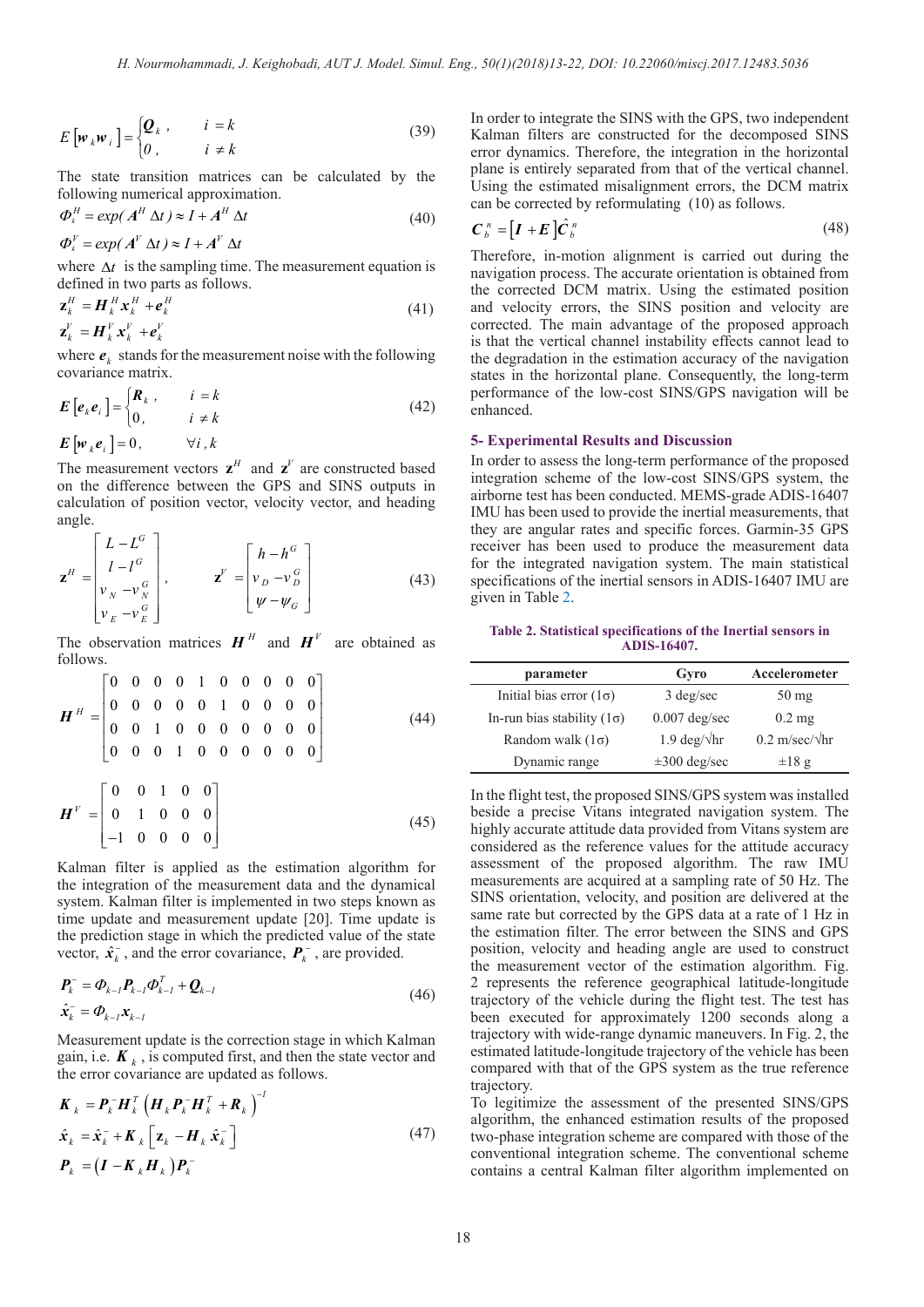$$E\left[\boldsymbol{w}_k \boldsymbol{w}_i\right] = \begin{cases} \boldsymbol{Q}_k \,, & i = k \\ 0 \,, & i \neq k \end{cases} \tag{39}$$

The state transition matrices can be calculated by the following numerical approximation.

$$\begin{aligned} \Phi_k^H &= exp(\boldsymbol{A}^H \, \Delta t) \approx I + \boldsymbol{A}^H \, \Delta t \\ \Phi_k^V &= exp(\boldsymbol{A}^V \, \Delta t) \approx I + \boldsymbol{A}^V \, \Delta t \end{aligned} \tag{40}$$

where $\Delta t$ is the sampling time. The measurement equation is defined in two parts as follows.

$$\begin{aligned} \mathbf{z}_k^H &= \boldsymbol{H}_k^H \boldsymbol{x}_k^H + \boldsymbol{e}_k^H \\ \mathbf{z}_k^V &= \boldsymbol{H}_k^V \boldsymbol{x}_k^V + \boldsymbol{e}_k^V \end{aligned} \tag{41}$$

where $\boldsymbol{e}_k$ stands for the measurement noise with the following covariance matrix.

$$\begin{aligned} \boldsymbol{E}\left[\boldsymbol{e}_k \boldsymbol{e}_i\right] &= \begin{cases} \boldsymbol{R}_k \,, & i = k \\ 0 \,, & i \neq k \end{cases} \\ \boldsymbol{E}\left[\boldsymbol{w}_k \boldsymbol{e}_i\right] &= 0 \,, \qquad \forall i, k \end{aligned} \tag{42}$$

The measurement vectors $\mathbf{z}^H$ and $\mathbf{z}^V$ are constructed based on the difference between the GPS and SINS outputs in calculation of position vector, velocity vector, and heading angle.

$$\mathbf{z}^H = \begin{bmatrix} L - L^G \\ l - l^G \\ v_N - v_N^G \\ v_E - v_E^G \end{bmatrix}, \qquad \mathbf{z}^V = \begin{bmatrix} h - h^G \\ v_D - v_D^G \\ \psi - \psi_G \end{bmatrix} \tag{43}$$

The observation matrices $\boldsymbol{H}^H$ and $\boldsymbol{H}^V$ are obtained as follows.

$$\boldsymbol{H}^H = \begin{bmatrix} 0 & 0 & 0 & 0 & 1 & 0 & 0 & 0 & 0 & 0 \\ 0 & 0 & 0 & 0 & 0 & 1 & 0 & 0 & 0 & 0 \\ 0 & 0 & 1 & 0 & 0 & 0 & 0 & 0 & 0 & 0 \\ 0 & 0 & 0 & 1 & 0 & 0 & 0 & 0 & 0 & 0 \end{bmatrix} \tag{44}$$

$$\boldsymbol{H}^V = \begin{bmatrix} 0 & 0 & 1 & 0 & 0 \\ 0 & 1 & 0 & 0 & 0 \\ -1 & 0 & 0 & 0 & 0 \end{bmatrix} \tag{45}$$

Kalman filter is applied as the estimation algorithm for the integration of the measurement data and the dynamical system. Kalman filter is implemented in two steps known as time update and measurement update [20]. Time update is the prediction stage in which the predicted value of the state vector, $\hat{\boldsymbol{x}}_k^-$, and the error covariance, $\boldsymbol{P}_k^-$, are provided.

$$\begin{aligned} \boldsymbol{P}_k^- &= \Phi_{k-1} \boldsymbol{P}_{k-1} \Phi_{k-1}^T + \boldsymbol{Q}_{k-1} \\ \hat{\boldsymbol{x}}_k^- &= \Phi_{k-1} \boldsymbol{x}_{k-1} \end{aligned} \tag{46}$$

Measurement update is the correction stage in which Kalman gain, i.e. $\boldsymbol{K}_k$, is computed first, and then the state vector and the error covariance are updated as follows.

$$\begin{aligned} \boldsymbol{K}_k &= \boldsymbol{P}_k^- \boldsymbol{H}_k^T \left( \boldsymbol{H}_k \boldsymbol{P}_k^- \boldsymbol{H}_k^T + \boldsymbol{R}_k \right)^{-1} \\ \hat{\boldsymbol{x}}_k &= \hat{\boldsymbol{x}}_k^- + \boldsymbol{K}_k \left[ \mathbf{z}_k - \boldsymbol{H}_k \hat{\boldsymbol{x}}_k^- \right] \\ \boldsymbol{P}_k &= \left( \boldsymbol{I} - \boldsymbol{K}_k \boldsymbol{H}_k \right) \boldsymbol{P}_k^- \end{aligned} \tag{47}$$

In order to integrate the SINS with the GPS, two independent Kalman filters are constructed for the decomposed SINS error dynamics. Therefore, the integration in the horizontal plane is entirely separated from that of the vertical channel. Using the estimated misalignment errors, the DCM matrix can be corrected by reformulating (10) as follows.

$$\boldsymbol{C}_b^n = \left[ \boldsymbol{I} + \boldsymbol{E} \right] \hat{\boldsymbol{C}}_b^n \tag{48}$$

Therefore, in-motion alignment is carried out during the navigation process. The accurate orientation is obtained from the corrected DCM matrix. Using the estimated position and velocity errors, the SINS position and velocity are corrected. The main advantage of the proposed approach is that the vertical channel instability effects cannot lead to the degradation in the estimation accuracy of the navigation states in the horizontal plane. Consequently, the long-term performance of the low-cost SINS/GPS navigation will be enhanced.

## 5- Experimental Results and Discussion

In order to assess the long-term performance of the proposed integration scheme of the low-cost SINS/GPS system, the airborne test has been conducted. MEMS-grade ADIS-16407 IMU has been used to provide the inertial measurements, that they are angular rates and specific forces. Garmin-35 GPS receiver has been used to produce the measurement data for the integrated navigation system. The main statistical specifications of the inertial sensors in ADIS-16407 IMU are given in Table 2.

**Table 2. Statistical specifications of the Inertial sensors in ADIS-16407.**

| parameter | Gyro | Accelerometer |
|---|---|---|
| Initial bias error (1σ) | 3 deg/sec | 50 mg |
| In-run bias stability (1σ) | 0.007 deg/sec | 0.2 mg |
| Random walk (1σ) | 1.9 deg/√hr | 0.2 m/sec/√hr |
| Dynamic range | ±300 deg/sec | ±18 g |

In the flight test, the proposed SINS/GPS system was installed beside a precise Vitans integrated navigation system. The highly accurate attitude data provided from Vitans system are considered as the reference values for the attitude accuracy assessment of the proposed algorithm. The raw IMU measurements are acquired at a sampling rate of 50 Hz. The SINS orientation, velocity, and position are delivered at the same rate but corrected by the GPS data at a rate of 1 Hz in the estimation filter. The error between the SINS and GPS position, velocity and heading angle are used to construct the measurement vector of the estimation algorithm. Fig. 2 represents the reference geographical latitude-longitude trajectory of the vehicle during the flight test. The test has been executed for approximately 1200 seconds along a trajectory with wide-range dynamic maneuvers. In Fig. 2, the estimated latitude-longitude trajectory of the vehicle has been compared with that of the GPS system as the true reference trajectory.

To legitimize the assessment of the presented SINS/GPS algorithm, the enhanced estimation results of the proposed two-phase integration scheme are compared with those of the conventional integration scheme. The conventional scheme contains a central Kalman filter algorithm implemented on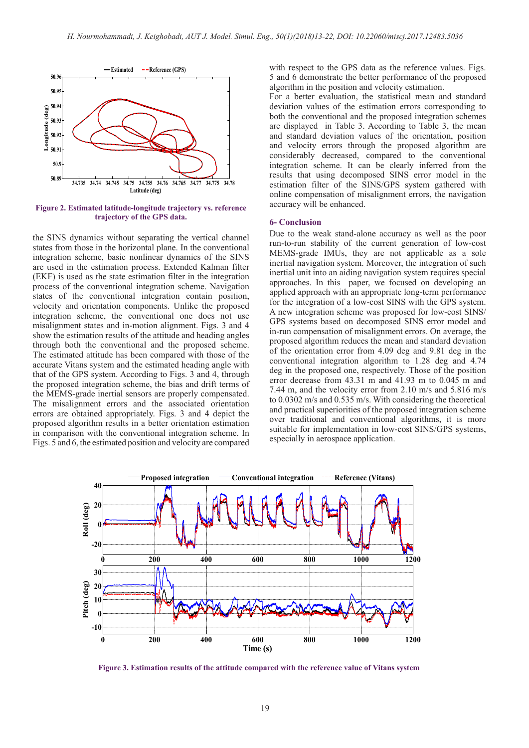Figure 2. Estimated latitude-longitude trajectory vs. reference trajectory of the GPS data.

the SINS dynamics without separating the vertical channel states from those in the horizontal plane. In the conventional integration scheme, basic nonlinear dynamics of the SINS are used in the estimation process. Extended Kalman filter (EKF) is used as the state estimation filter in the integration process of the conventional integration scheme. Navigation states of the conventional integration contain position, velocity and orientation components. Unlike the proposed integration scheme, the conventional one does not use misalignment states and in-motion alignment. Figs. 3 and 4 show the estimation results of the attitude and heading angles through both the conventional and the proposed scheme. The estimated attitude has been compared with those of the accurate Vitans system and the estimated heading angle with that of the GPS system. According to Figs. 3 and 4, through the proposed integration scheme, the bias and drift terms of the MEMS-grade inertial sensors are properly compensated. The misalignment errors and the associated orientation errors are obtained appropriately. Figs. 3 and 4 depict the proposed algorithm results in a better orientation estimation in comparison with the conventional integration scheme. In Figs. 5 and 6, the estimated position and velocity are compared with respect to the GPS data as the reference values. Figs. 5 and 6 demonstrate the better performance of the proposed algorithm in the position and velocity estimation.

For a better evaluation, the statistical mean and standard deviation values of the estimation errors corresponding to both the conventional and the proposed integration schemes are displayed in Table 3. According to Table 3, the mean and standard deviation values of the orientation, position and velocity errors through the proposed algorithm are considerably decreased, compared to the conventional integration scheme. It can be clearly inferred from the results that using decomposed SINS error model in the estimation filter of the SINS/GPS system gathered with online compensation of misalignment errors, the navigation accuracy will be enhanced.

## 6- Conclusion

Due to the weak stand-alone accuracy as well as the poor run-to-run stability of the current generation of low-cost MEMS-grade IMUs, they are not applicable as a sole inertial navigation system. Moreover, the integration of such inertial unit into an aiding navigation system requires special approaches. In this paper, we focused on developing an applied approach with an appropriate long-term performance for the integration of a low-cost SINS with the GPS system. A new integration scheme was proposed for low-cost SINS/GPS systems based on decomposed SINS error model and in-run compensation of misalignment errors. On average, the proposed algorithm reduces the mean and standard deviation of the orientation error from 4.09 deg and 9.81 deg in the conventional integration algorithm to 1.28 deg and 4.74 deg in the proposed one, respectively. Those of the position error decrease from 43.31 m and 41.93 m to 0.045 m and 7.44 m, and the velocity error from 2.10 m/s and 5.816 m/s to 0.0302 m/s and 0.535 m/s. With considering the theoretical and practical superiorities of the proposed integration scheme over traditional and conventional algorithms, it is more suitable for implementation in low-cost SINS/GPS systems, especially in aerospace application.

Figure 3. Estimation results of the attitude compared with the reference value of Vitans system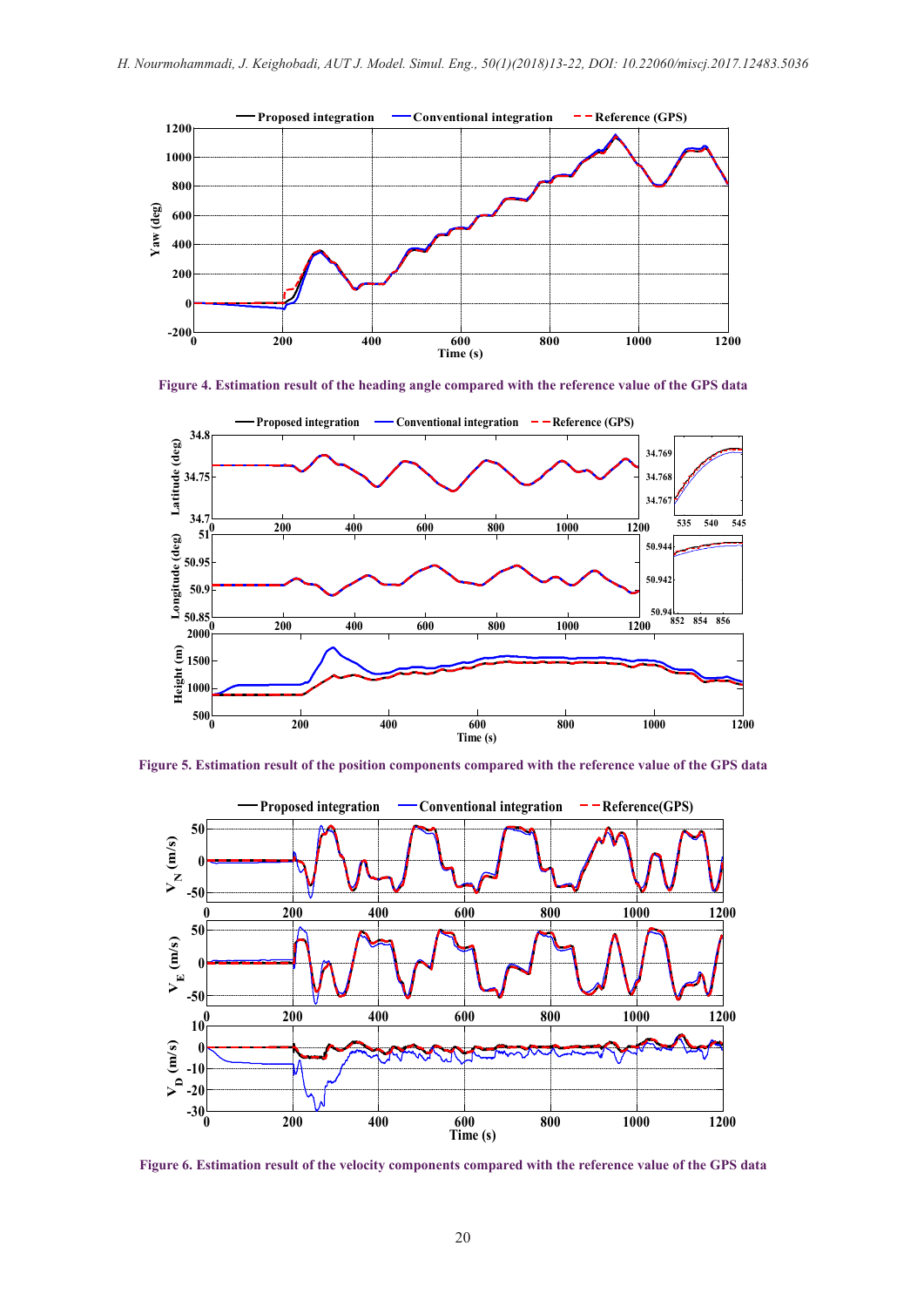Figure 4. Estimation result of the heading angle compared with the reference value of the GPS data

Figure 5. Estimation result of the position components compared with the reference value of the GPS data

Figure 6. Estimation result of the velocity components compared with the reference value of the GPS data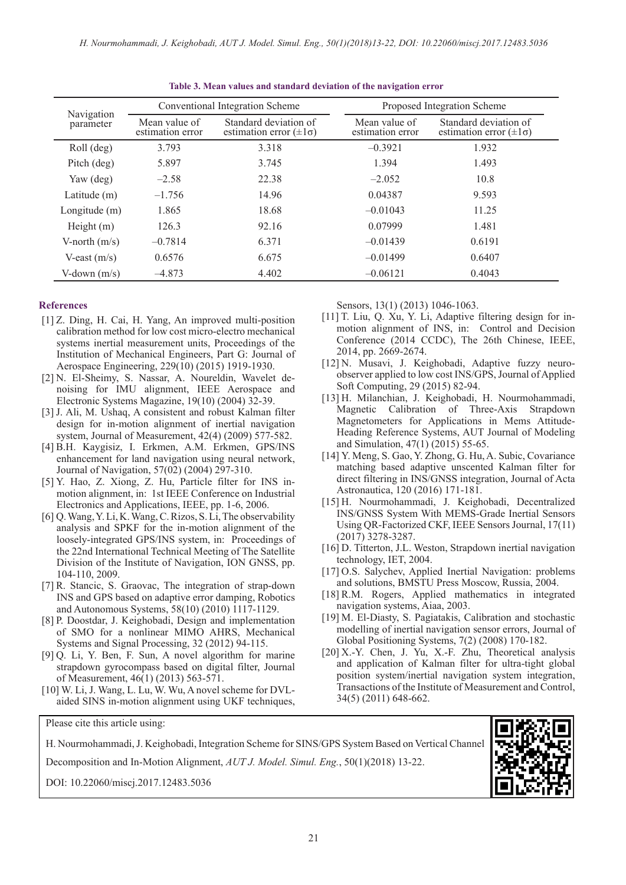Table 3. Mean values and standard deviation of the navigation error

| Navigation parameter | Conventional Integration Scheme | | Proposed Integration Scheme | |
|---|---|---|---|---|
| | Mean value of estimation error | Standard deviation of estimation error ($\pm 1\sigma$) | Mean value of estimation error | Standard deviation of estimation error ($\pm 1\sigma$) |
| Roll (deg) | 3.793 | 3.318 | –0.3921 | 1.932 |
| Pitch (deg) | 5.897 | 3.745 | 1.394 | 1.493 |
| Yaw (deg) | –2.58 | 22.38 | –2.052 | 10.8 |
| Latitude (m) | –1.756 | 14.96 | 0.04387 | 9.593 |
| Longitude (m) | 1.865 | 18.68 | –0.01043 | 11.25 |
| Height (m) | 126.3 | 92.16 | 0.07999 | 1.481 |
| V-north (m/s) | –0.7814 | 6.371 | –0.01439 | 0.6191 |
| V-east (m/s) | 0.6576 | 6.675 | –0.01499 | 0.6407 |
| V-down (m/s) | –4.873 | 4.402 | –0.06121 | 0.4043 |

## References

[1] Z. Ding, H. Cai, H. Yang, An improved multi-position calibration method for low cost micro-electro mechanical systems inertial measurement units, Proceedings of the Institution of Mechanical Engineers, Part G: Journal of Aerospace Engineering, 229(10) (2015) 1919-1930.

[2] N. El-Sheimy, S. Nassar, A. Noureldin, Wavelet de-noising for IMU alignment, IEEE Aerospace and Electronic Systems Magazine, 19(10) (2004) 32-39.

[3] J. Ali, M. Ushaq, A consistent and robust Kalman filter design for in-motion alignment of inertial navigation system, Journal of Measurement, 42(4) (2009) 577-582.

[4] B.H. Kaygisiz, I. Erkmen, A.M. Erkmen, GPS/INS enhancement for land navigation using neural network, Journal of Navigation, 57(02) (2004) 297-310.

[5] Y. Hao, Z. Xiong, Z. Hu, Particle filter for INS in-motion alignment, in: 1st IEEE Conference on Industrial Electronics and Applications, IEEE, pp. 1-6, 2006.

[6] Q. Wang, Y. Li, K. Wang, C. Rizos, S. Li, The observability analysis and SPKF for the in-motion alignment of the loosely-integrated GPS/INS system, in: Proceedings of the 22nd International Technical Meeting of The Satellite Division of the Institute of Navigation, ION GNSS, pp. 104-110, 2009.

[7] R. Stancic, S. Graovac, The integration of strap-down INS and GPS based on adaptive error damping, Robotics and Autonomous Systems, 58(10) (2010) 1117-1129.

[8] P. Doostdar, J. Keighobadi, Design and implementation of SMO for a nonlinear MIMO AHRS, Mechanical Systems and Signal Processing, 32 (2012) 94-115.

[9] Q. Li, Y. Ben, F. Sun, A novel algorithm for marine strapdown gyrocompass based on digital filter, Journal of Measurement, 46(1) (2013) 563-571.

[10] W. Li, J. Wang, L. Lu, W. Wu, A novel scheme for DVL-aided SINS in-motion alignment using UKF techniques, Sensors, 13(1) (2013) 1046-1063.

[11] T. Liu, Q. Xu, Y. Li, Adaptive filtering design for in-motion alignment of INS, in: Control and Decision Conference (2014 CCDC), The 26th Chinese, IEEE, 2014, pp. 2669-2674.

[12] N. Musavi, J. Keighobadi, Adaptive fuzzy neuro-observer applied to low cost INS/GPS, Journal of Applied Soft Computing, 29 (2015) 82-94.

[13] H. Milanchian, J. Keighobadi, H. Nourmohammadi, Magnetic Calibration of Three-Axis Strapdown Magnetometers for Applications in Mems Attitude-Heading Reference Systems, AUT Journal of Modeling and Simulation, 47(1) (2015) 55-65.

[14] Y. Meng, S. Gao, Y. Zhong, G. Hu, A. Subic, Covariance matching based adaptive unscented Kalman filter for direct filtering in INS/GNSS integration, Journal of Acta Astronautica, 120 (2016) 171-181.

[15] H. Nourmohammadi, J. Keighobadi, Decentralized INS/GNSS System With MEMS-Grade Inertial Sensors Using QR-Factorized CKF, IEEE Sensors Journal, 17(11) (2017) 3278-3287.

[16] D. Titterton, J.L. Weston, Strapdown inertial navigation technology, IET, 2004.

[17] O.S. Salychev, Applied Inertial Navigation: problems and solutions, BMSTU Press Moscow, Russia, 2004.

[18] R.M. Rogers, Applied mathematics in integrated navigation systems, Aiaa, 2003.

[19] M. El-Diasty, S. Pagiatakis, Calibration and stochastic modelling of inertial navigation sensor errors, Journal of Global Positioning Systems, 7(2) (2008) 170-182.

[20] X.-Y. Chen, J. Yu, X.-F. Zhu, Theoretical analysis and application of Kalman filter for ultra-tight global position system/inertial navigation system integration, Transactions of the Institute of Measurement and Control, 34(5) (2011) 648-662.

Please cite this article using:

H. Nourmohammadi, J. Keighobadi, Integration Scheme for SINS/GPS System Based on Vertical Channel Decomposition and In-Motion Alignment, *AUT J. Model. Simul. Eng.*, 50(1)(2018) 13-22.

DOI: 10.22060/miscj.2017.12483.5036